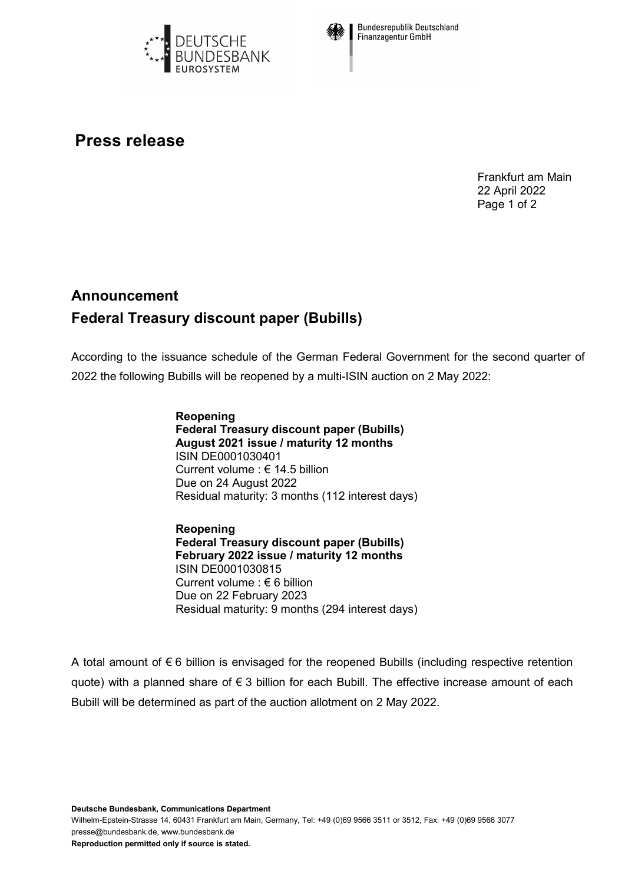# Press release

Frankfurt am Main
22 April 2022

## Announcement
## Federal Treasury discount paper (Bubills)

According to the issuance schedule of the German Federal Government for the second quarter of 2022 the following Bubills will be reopened by a multi-ISIN auction on 2 May 2022:

**Reopening**
**Federal Treasury discount paper (Bubills)**
**August 2021 issue / maturity 12 months**
ISIN DE0001030401
Current volume : € 14.5 billion
Due on 24 August 2022
Residual maturity: 3 months (112 interest days)

**Reopening**
**Federal Treasury discount paper (Bubills)**
**February 2022 issue / maturity 12 months**
ISIN DE0001030815
Current volume : € 6 billion
Due on 22 February 2023
Residual maturity: 9 months (294 interest days)

A total amount of € 6 billion is envisaged for the reopened Bubills (including respective retention quote) with a planned share of € 3 billion for each Bubill. The effective increase amount of each Bubill will be determined as part of the auction allotment on 2 May 2022.

**Deutsche Bundesbank, Communications Department**
Wilhelm-Epstein-Strasse 14, 60431 Frankfurt am Main, Germany, Tel: +49 (0)69 9566 3511 or 3512, Fax: +49 (0)69 9566 3077
presse@bundesbank.de, www.bundesbank.de
**Reproduction permitted only if source is stated.**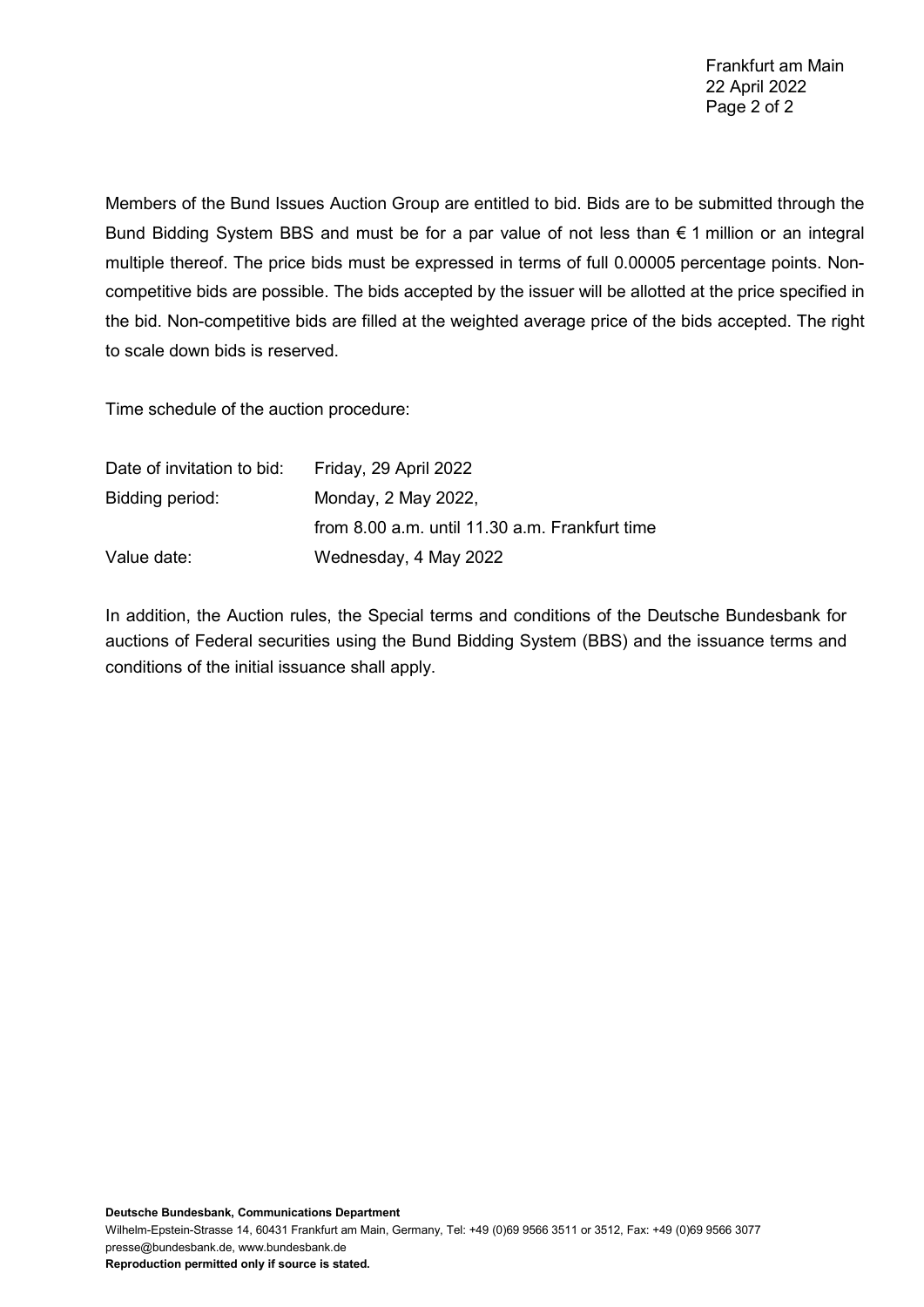Members of the Bund Issues Auction Group are entitled to bid. Bids are to be submitted through the Bund Bidding System BBS and must be for a par value of not less than € 1 million or an integral multiple thereof. The price bids must be expressed in terms of full 0.00005 percentage points. Non-competitive bids are possible. The bids accepted by the issuer will be allotted at the price specified in the bid. Non-competitive bids are filled at the weighted average price of the bids accepted. The right to scale down bids is reserved.

Time schedule of the auction procedure:

| | |
|---|---|
| Date of invitation to bid: | Friday, 29 April 2022 |
| Bidding period: | Monday, 2 May 2022, from 8.00 a.m. until 11.30 a.m. Frankfurt time |
| Value date: | Wednesday, 4 May 2022 |

In addition, the Auction rules, the Special terms and conditions of the Deutsche Bundesbank for auctions of Federal securities using the Bund Bidding System (BBS) and the issuance terms and conditions of the initial issuance shall apply.

**Deutsche Bundesbank, Communications Department**
Wilhelm-Epstein-Strasse 14, 60431 Frankfurt am Main, Germany, Tel: +49 (0)69 9566 3511 or 3512, Fax: +49 (0)69 9566 3077
presse@bundesbank.de, www.bundesbank.de
**Reproduction permitted only if source is stated.**